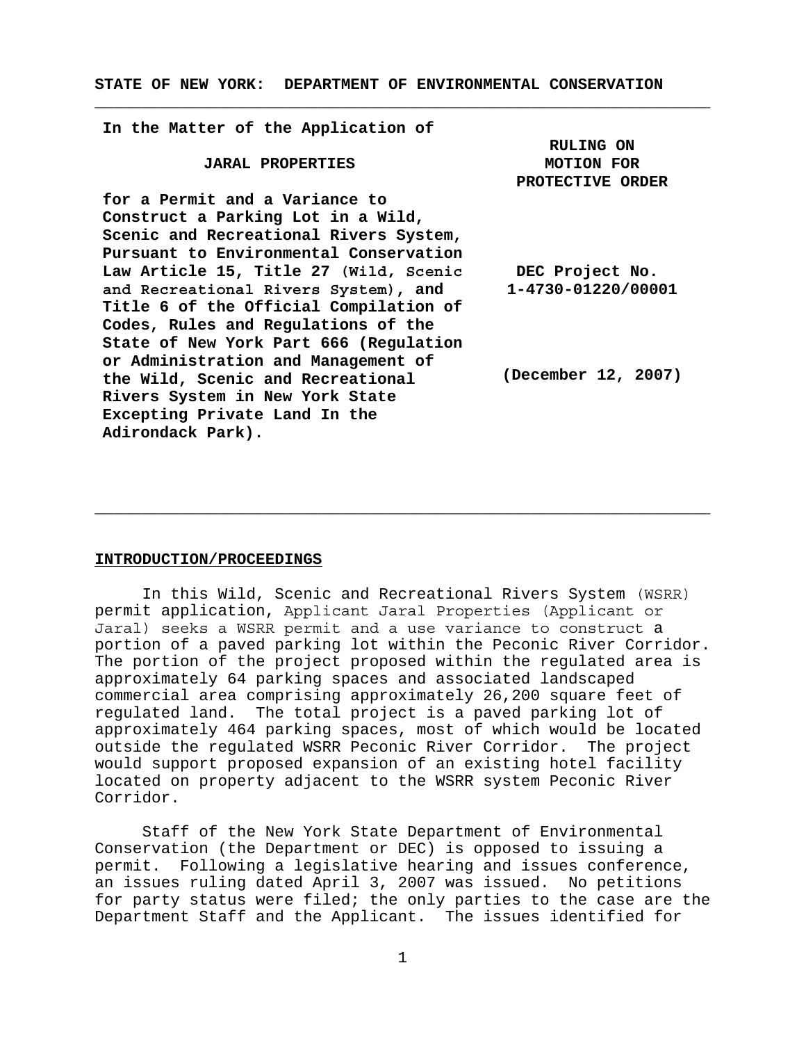**STATE OF NEW YORK: DEPARTMENT OF ENVIRONMENTAL CONSERVATION**

---

**In the Matter of the Application of**

**JARAL PROPERTIES**

**for a Permit and a Variance to Construct a Parking Lot in a Wild, Scenic and Recreational Rivers System, Pursuant to Environmental Conservation Law Article 15, Title 27 (Wild, Scenic and Recreational Rivers System), and Title 6 of the Official Compilation of Codes, Rules and Regulations of the State of New York Part 666 (Regulation or Administration and Management of the Wild, Scenic and Recreational Rivers System in New York State Excepting Private Land In the Adirondack Park).**

**RULING ON MOTION FOR PROTECTIVE ORDER**

**DEC Project No. 1-4730-01220/00001**

**(December 12, 2007)**

---

## INTRODUCTION/PROCEEDINGS

In this Wild, Scenic and Recreational Rivers System (WSRR) permit application, Applicant Jaral Properties (Applicant or Jaral) seeks a WSRR permit and a use variance to construct a portion of a paved parking lot within the Peconic River Corridor. The portion of the project proposed within the regulated area is approximately 64 parking spaces and associated landscaped commercial area comprising approximately 26,200 square feet of regulated land. The total project is a paved parking lot of approximately 464 parking spaces, most of which would be located outside the regulated WSRR Peconic River Corridor. The project would support proposed expansion of an existing hotel facility located on property adjacent to the WSRR system Peconic River Corridor.

Staff of the New York State Department of Environmental Conservation (the Department or DEC) is opposed to issuing a permit. Following a legislative hearing and issues conference, an issues ruling dated April 3, 2007 was issued. No petitions for party status were filed; the only parties to the case are the Department Staff and the Applicant. The issues identified for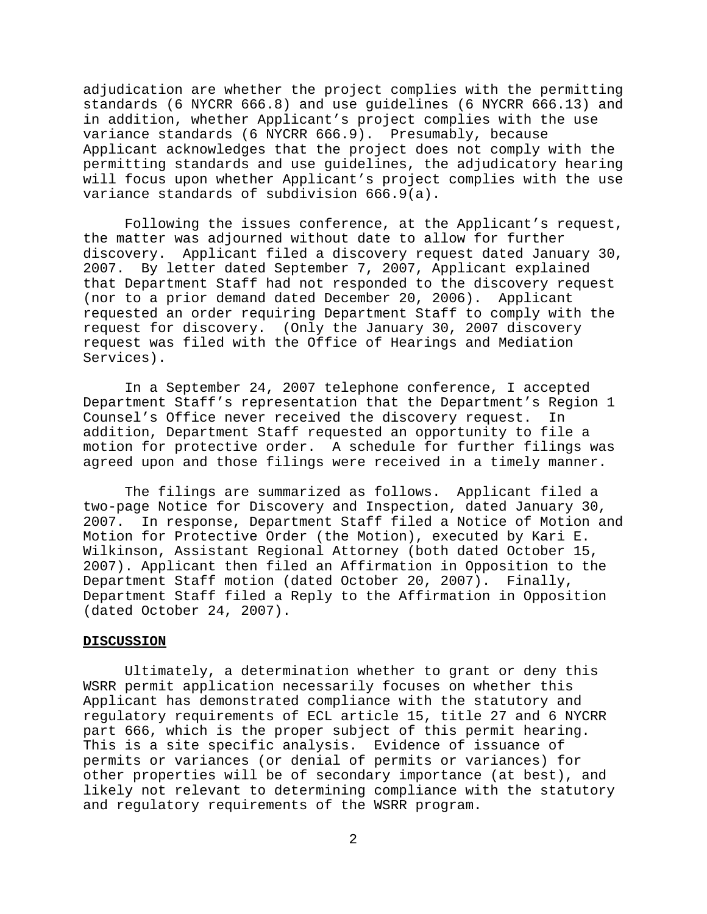adjudication are whether the project complies with the permitting standards (6 NYCRR 666.8) and use guidelines (6 NYCRR 666.13) and in addition, whether Applicant's project complies with the use variance standards (6 NYCRR 666.9). Presumably, because Applicant acknowledges that the project does not comply with the permitting standards and use guidelines, the adjudicatory hearing will focus upon whether Applicant's project complies with the use variance standards of subdivision 666.9(a).

Following the issues conference, at the Applicant's request, the matter was adjourned without date to allow for further discovery. Applicant filed a discovery request dated January 30, 2007. By letter dated September 7, 2007, Applicant explained that Department Staff had not responded to the discovery request (nor to a prior demand dated December 20, 2006). Applicant requested an order requiring Department Staff to comply with the request for discovery. (Only the January 30, 2007 discovery request was filed with the Office of Hearings and Mediation Services).

In a September 24, 2007 telephone conference, I accepted Department Staff's representation that the Department's Region 1 Counsel's Office never received the discovery request. In addition, Department Staff requested an opportunity to file a motion for protective order. A schedule for further filings was agreed upon and those filings were received in a timely manner.

The filings are summarized as follows. Applicant filed a two-page Notice for Discovery and Inspection, dated January 30, 2007. In response, Department Staff filed a Notice of Motion and Motion for Protective Order (the Motion), executed by Kari E. Wilkinson, Assistant Regional Attorney (both dated October 15, 2007). Applicant then filed an Affirmation in Opposition to the Department Staff motion (dated October 20, 2007). Finally, Department Staff filed a Reply to the Affirmation in Opposition (dated October 24, 2007).

## DISCUSSION

Ultimately, a determination whether to grant or deny this WSRR permit application necessarily focuses on whether this Applicant has demonstrated compliance with the statutory and regulatory requirements of ECL article 15, title 27 and 6 NYCRR part 666, which is the proper subject of this permit hearing. This is a site specific analysis. Evidence of issuance of permits or variances (or denial of permits or variances) for other properties will be of secondary importance (at best), and likely not relevant to determining compliance with the statutory and regulatory requirements of the WSRR program.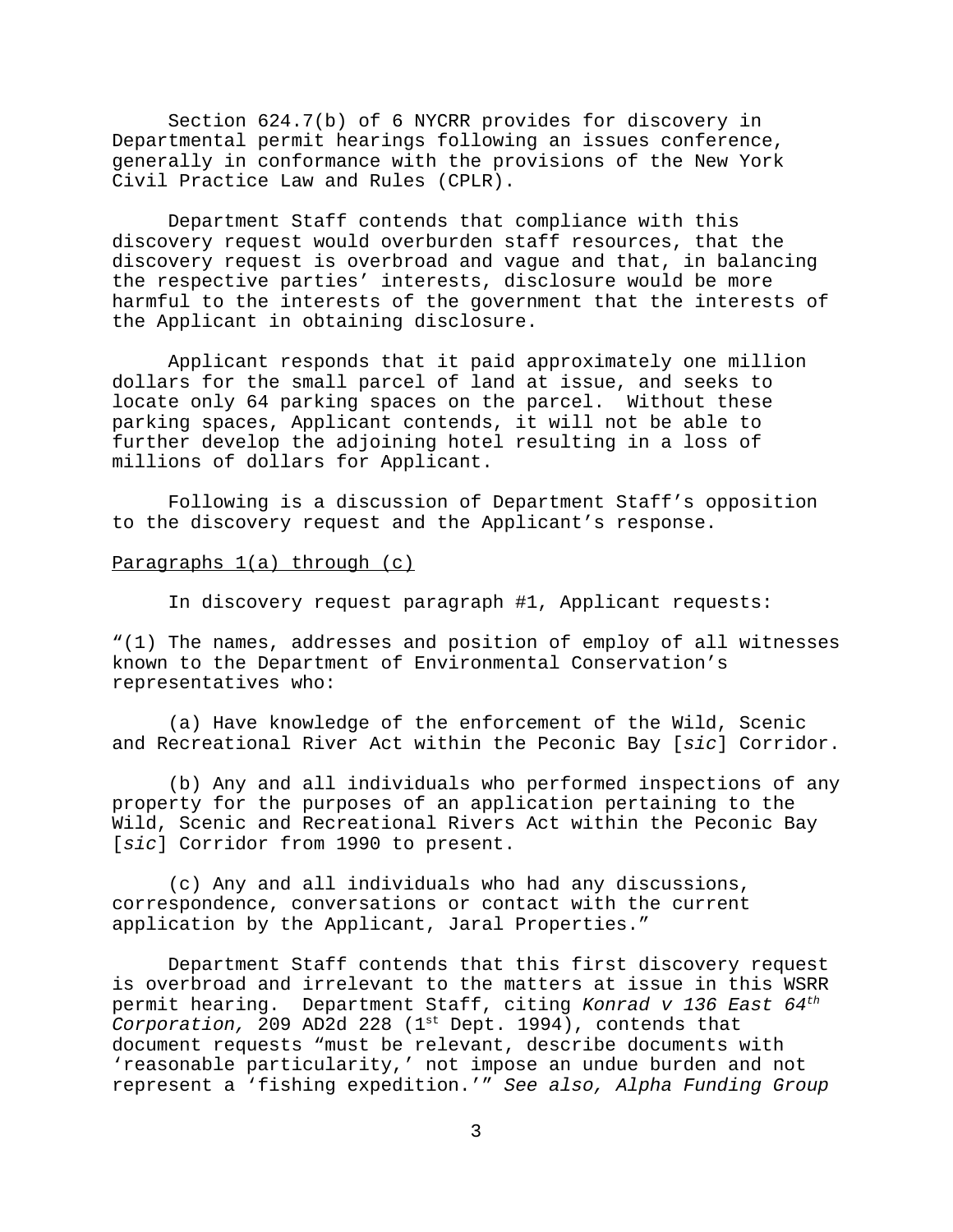Section 624.7(b) of 6 NYCRR provides for discovery in Departmental permit hearings following an issues conference, generally in conformance with the provisions of the New York Civil Practice Law and Rules (CPLR).

Department Staff contends that compliance with this discovery request would overburden staff resources, that the discovery request is overbroad and vague and that, in balancing the respective parties' interests, disclosure would be more harmful to the interests of the government that the interests of the Applicant in obtaining disclosure.

Applicant responds that it paid approximately one million dollars for the small parcel of land at issue, and seeks to locate only 64 parking spaces on the parcel. Without these parking spaces, Applicant contends, it will not be able to further develop the adjoining hotel resulting in a loss of millions of dollars for Applicant.

Following is a discussion of Department Staff's opposition to the discovery request and the Applicant's response.

<u>Paragraphs 1(a) through (c)</u>

In discovery request paragraph #1, Applicant requests:

"(1) The names, addresses and position of employ of all witnesses known to the Department of Environmental Conservation's representatives who:

(a) Have knowledge of the enforcement of the Wild, Scenic and Recreational River Act within the Peconic Bay [*sic*] Corridor.

(b) Any and all individuals who performed inspections of any property for the purposes of an application pertaining to the Wild, Scenic and Recreational Rivers Act within the Peconic Bay [*sic*] Corridor from 1990 to present.

(c) Any and all individuals who had any discussions, correspondence, conversations or contact with the current application by the Applicant, Jaral Properties."

Department Staff contends that this first discovery request is overbroad and irrelevant to the matters at issue in this WSRR permit hearing. Department Staff, citing *Konrad v 136 East 64th Corporation,* 209 AD2d 228 (1st Dept. 1994), contends that document requests "must be relevant, describe documents with 'reasonable particularity,' not impose an undue burden and not represent a 'fishing expedition.'" *See also, Alpha Funding Group*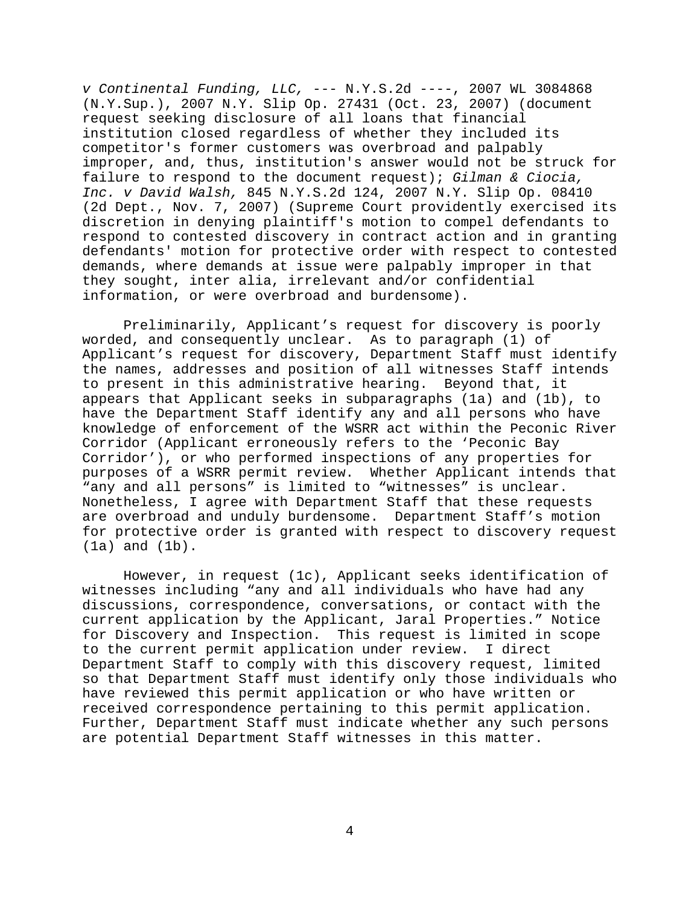*v Continental Funding, LLC,* --- N.Y.S.2d ----, 2007 WL 3084868 (N.Y.Sup.), 2007 N.Y. Slip Op. 27431 (Oct. 23, 2007) (document request seeking disclosure of all loans that financial institution closed regardless of whether they included its competitor's former customers was overbroad and palpably improper, and, thus, institution's answer would not be struck for failure to respond to the document request); *Gilman & Ciocia, Inc. v David Walsh,* 845 N.Y.S.2d 124, 2007 N.Y. Slip Op. 08410 (2d Dept., Nov. 7, 2007) (Supreme Court providently exercised its discretion in denying plaintiff's motion to compel defendants to respond to contested discovery in contract action and in granting defendants' motion for protective order with respect to contested demands, where demands at issue were palpably improper in that they sought, inter alia, irrelevant and/or confidential information, or were overbroad and burdensome).

Preliminarily, Applicant's request for discovery is poorly worded, and consequently unclear. As to paragraph (1) of Applicant's request for discovery, Department Staff must identify the names, addresses and position of all witnesses Staff intends to present in this administrative hearing. Beyond that, it appears that Applicant seeks in subparagraphs (1a) and (1b), to have the Department Staff identify any and all persons who have knowledge of enforcement of the WSRR act within the Peconic River Corridor (Applicant erroneously refers to the 'Peconic Bay Corridor'), or who performed inspections of any properties for purposes of a WSRR permit review. Whether Applicant intends that "any and all persons" is limited to "witnesses" is unclear. Nonetheless, I agree with Department Staff that these requests are overbroad and unduly burdensome. Department Staff's motion for protective order is granted with respect to discovery request (1a) and (1b).

However, in request (1c), Applicant seeks identification of witnesses including "any and all individuals who have had any discussions, correspondence, conversations, or contact with the current application by the Applicant, Jaral Properties." Notice for Discovery and Inspection. This request is limited in scope to the current permit application under review. I direct Department Staff to comply with this discovery request, limited so that Department Staff must identify only those individuals who have reviewed this permit application or who have written or received correspondence pertaining to this permit application. Further, Department Staff must indicate whether any such persons are potential Department Staff witnesses in this matter.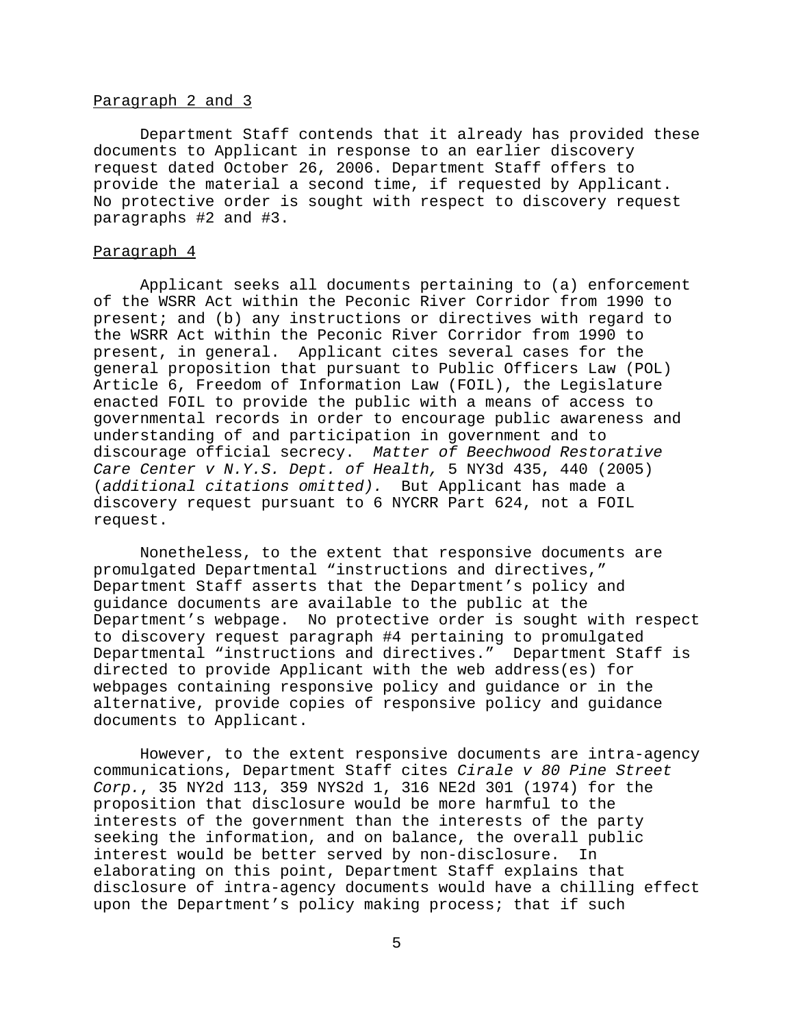Paragraph 2 and 3

Department Staff contends that it already has provided these documents to Applicant in response to an earlier discovery request dated October 26, 2006. Department Staff offers to provide the material a second time, if requested by Applicant. No protective order is sought with respect to discovery request paragraphs #2 and #3.

Paragraph 4

Applicant seeks all documents pertaining to (a) enforcement of the WSRR Act within the Peconic River Corridor from 1990 to present; and (b) any instructions or directives with regard to the WSRR Act within the Peconic River Corridor from 1990 to present, in general. Applicant cites several cases for the general proposition that pursuant to Public Officers Law (POL) Article 6, Freedom of Information Law (FOIL), the Legislature enacted FOIL to provide the public with a means of access to governmental records in order to encourage public awareness and understanding of and participation in government and to discourage official secrecy. *Matter of Beechwood Restorative Care Center v N.Y.S. Dept. of Health,* 5 NY3d 435, 440 (2005) (*additional citations omitted).* But Applicant has made a discovery request pursuant to 6 NYCRR Part 624, not a FOIL request.

Nonetheless, to the extent that responsive documents are promulgated Departmental "instructions and directives," Department Staff asserts that the Department's policy and guidance documents are available to the public at the Department's webpage. No protective order is sought with respect to discovery request paragraph #4 pertaining to promulgated Departmental "instructions and directives." Department Staff is directed to provide Applicant with the web address(es) for webpages containing responsive policy and guidance or in the alternative, provide copies of responsive policy and guidance documents to Applicant.

However, to the extent responsive documents are intra-agency communications, Department Staff cites *Cirale v 80 Pine Street Corp.*, 35 NY2d 113, 359 NYS2d 1, 316 NE2d 301 (1974) for the proposition that disclosure would be more harmful to the interests of the government than the interests of the party seeking the information, and on balance, the overall public interest would be better served by non-disclosure. In elaborating on this point, Department Staff explains that disclosure of intra-agency documents would have a chilling effect upon the Department's policy making process; that if such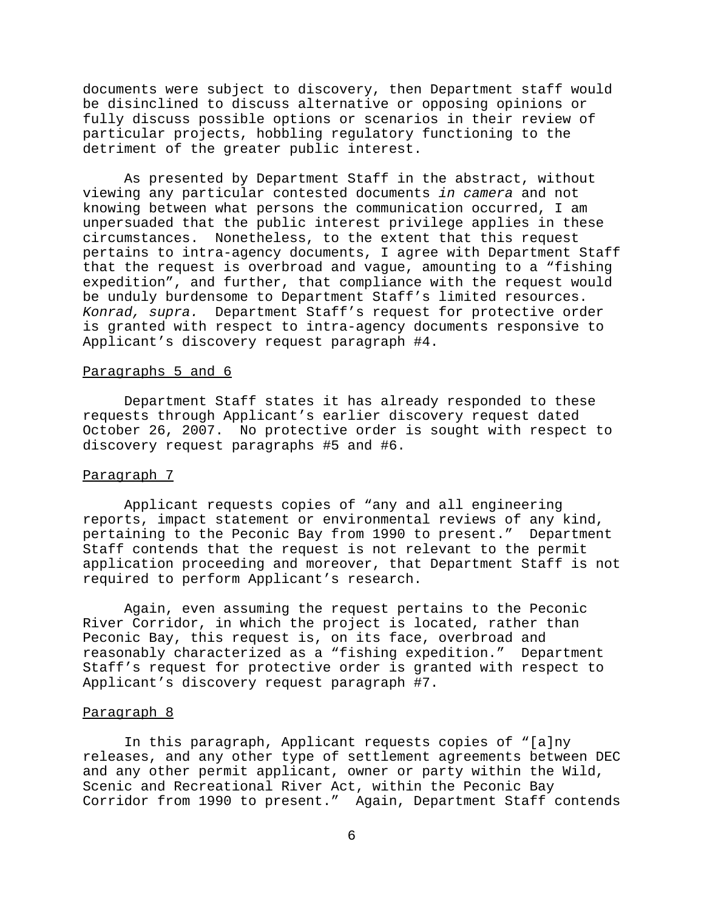documents were subject to discovery, then Department staff would be disinclined to discuss alternative or opposing opinions or fully discuss possible options or scenarios in their review of particular projects, hobbling regulatory functioning to the detriment of the greater public interest.

As presented by Department Staff in the abstract, without viewing any particular contested documents *in camera* and not knowing between what persons the communication occurred, I am unpersuaded that the public interest privilege applies in these circumstances. Nonetheless, to the extent that this request pertains to intra-agency documents, I agree with Department Staff that the request is overbroad and vague, amounting to a "fishing expedition", and further, that compliance with the request would be unduly burdensome to Department Staff's limited resources. *Konrad, supra.* Department Staff's request for protective order is granted with respect to intra-agency documents responsive to Applicant's discovery request paragraph #4.

<u>Paragraphs 5 and 6</u>

Department Staff states it has already responded to these requests through Applicant's earlier discovery request dated October 26, 2007. No protective order is sought with respect to discovery request paragraphs #5 and #6.

<u>Paragraph 7</u>

Applicant requests copies of "any and all engineering reports, impact statement or environmental reviews of any kind, pertaining to the Peconic Bay from 1990 to present." Department Staff contends that the request is not relevant to the permit application proceeding and moreover, that Department Staff is not required to perform Applicant's research.

Again, even assuming the request pertains to the Peconic River Corridor, in which the project is located, rather than Peconic Bay, this request is, on its face, overbroad and reasonably characterized as a "fishing expedition." Department Staff's request for protective order is granted with respect to Applicant's discovery request paragraph #7.

<u>Paragraph 8</u>

In this paragraph, Applicant requests copies of "[a]ny releases, and any other type of settlement agreements between DEC and any other permit applicant, owner or party within the Wild, Scenic and Recreational River Act, within the Peconic Bay Corridor from 1990 to present." Again, Department Staff contends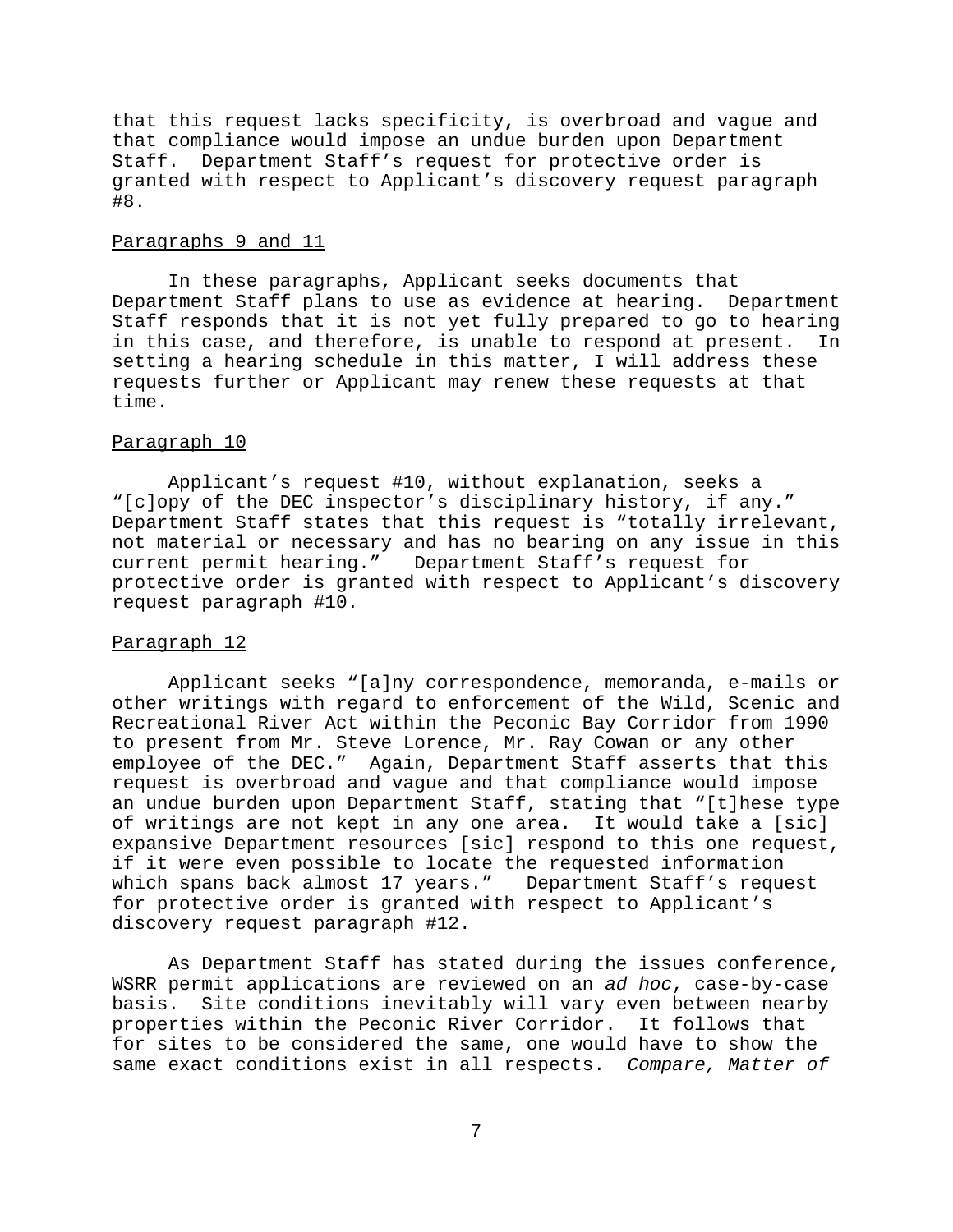that this request lacks specificity, is overbroad and vague and that compliance would impose an undue burden upon Department Staff. Department Staff's request for protective order is granted with respect to Applicant's discovery request paragraph #8.

Paragraphs 9 and 11

In these paragraphs, Applicant seeks documents that Department Staff plans to use as evidence at hearing. Department Staff responds that it is not yet fully prepared to go to hearing in this case, and therefore, is unable to respond at present. In setting a hearing schedule in this matter, I will address these requests further or Applicant may renew these requests at that time.

Paragraph 10

Applicant's request #10, without explanation, seeks a "[c]opy of the DEC inspector's disciplinary history, if any." Department Staff states that this request is "totally irrelevant, not material or necessary and has no bearing on any issue in this current permit hearing." Department Staff's request for protective order is granted with respect to Applicant's discovery request paragraph #10.

Paragraph 12

Applicant seeks "[a]ny correspondence, memoranda, e-mails or other writings with regard to enforcement of the Wild, Scenic and Recreational River Act within the Peconic Bay Corridor from 1990 to present from Mr. Steve Lorence, Mr. Ray Cowan or any other employee of the DEC." Again, Department Staff asserts that this request is overbroad and vague and that compliance would impose an undue burden upon Department Staff, stating that "[t]hese type of writings are not kept in any one area. It would take a [sic] expansive Department resources [sic] respond to this one request, if it were even possible to locate the requested information which spans back almost 17 years." Department Staff's request for protective order is granted with respect to Applicant's discovery request paragraph #12.

As Department Staff has stated during the issues conference, WSRR permit applications are reviewed on an *ad hoc*, case-by-case basis. Site conditions inevitably will vary even between nearby properties within the Peconic River Corridor. It follows that for sites to be considered the same, one would have to show the same exact conditions exist in all respects. *Compare, Matter of*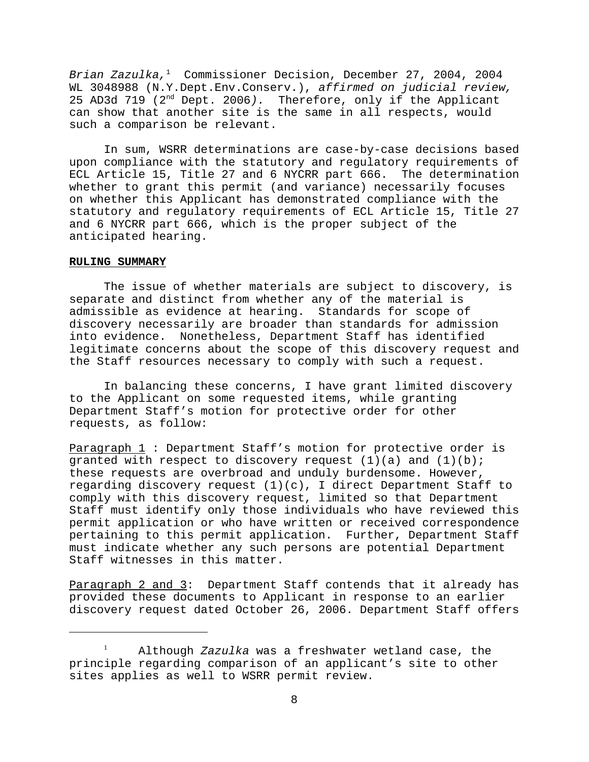*Brian Zazulka,*[1] Commissioner Decision, December 27, 2004, 2004 WL 3048988 (N.Y.Dept.Env.Conserv.), *affirmed on judicial review,* 25 AD3d 719 (2nd Dept. 2006*).* Therefore, only if the Applicant can show that another site is the same in all respects, would such a comparison be relevant.

In sum, WSRR determinations are case-by-case decisions based upon compliance with the statutory and regulatory requirements of ECL Article 15, Title 27 and 6 NYCRR part 666. The determination whether to grant this permit (and variance) necessarily focuses on whether this Applicant has demonstrated compliance with the statutory and regulatory requirements of ECL Article 15, Title 27 and 6 NYCRR part 666, which is the proper subject of the anticipated hearing.

**RULING SUMMARY**

The issue of whether materials are subject to discovery, is separate and distinct from whether any of the material is admissible as evidence at hearing. Standards for scope of discovery necessarily are broader than standards for admission into evidence. Nonetheless, Department Staff has identified legitimate concerns about the scope of this discovery request and the Staff resources necessary to comply with such a request.

In balancing these concerns, I have grant limited discovery to the Applicant on some requested items, while granting Department Staff's motion for protective order for other requests, as follow:

Paragraph 1 : Department Staff's motion for protective order is granted with respect to discovery request (1)(a) and (1)(b); these requests are overbroad and unduly burdensome. However, regarding discovery request (1)(c), I direct Department Staff to comply with this discovery request, limited so that Department Staff must identify only those individuals who have reviewed this permit application or who have written or received correspondence pertaining to this permit application. Further, Department Staff must indicate whether any such persons are potential Department Staff witnesses in this matter.

Paragraph 2 and 3: Department Staff contends that it already has provided these documents to Applicant in response to an earlier discovery request dated October 26, 2006. Department Staff offers

[1] Although *Zazulka* was a freshwater wetland case, the principle regarding comparison of an applicant's site to other sites applies as well to WSRR permit review.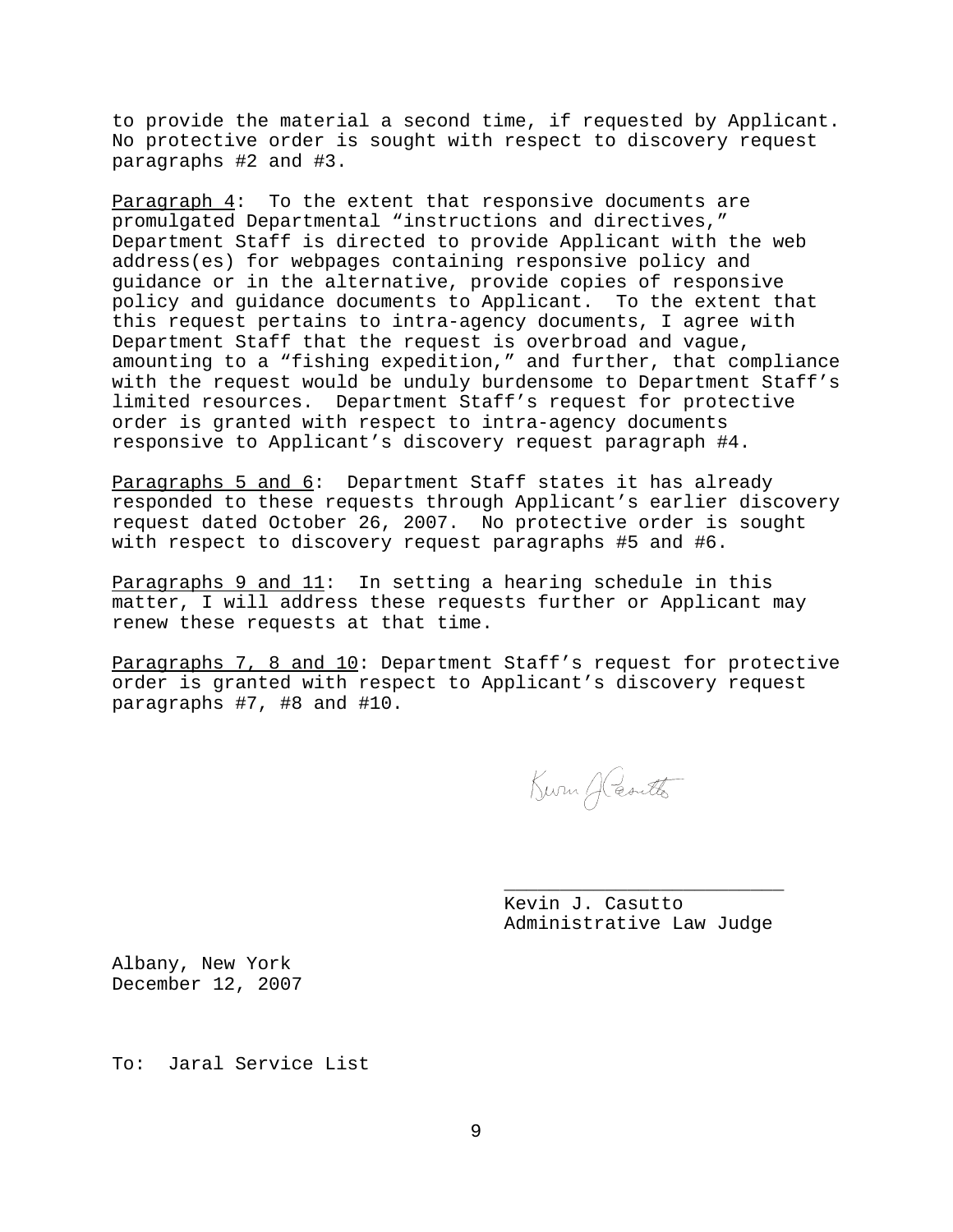to provide the material a second time, if requested by Applicant. No protective order is sought with respect to discovery request paragraphs #2 and #3.

<u>Paragraph 4</u>: To the extent that responsive documents are promulgated Departmental "instructions and directives," Department Staff is directed to provide Applicant with the web address(es) for webpages containing responsive policy and guidance or in the alternative, provide copies of responsive policy and guidance documents to Applicant. To the extent that this request pertains to intra-agency documents, I agree with Department Staff that the request is overbroad and vague, amounting to a "fishing expedition," and further, that compliance with the request would be unduly burdensome to Department Staff's limited resources. Department Staff's request for protective order is granted with respect to intra-agency documents responsive to Applicant's discovery request paragraph #4.

<u>Paragraphs 5 and 6</u>: Department Staff states it has already responded to these requests through Applicant's earlier discovery request dated October 26, 2007. No protective order is sought with respect to discovery request paragraphs #5 and #6.

<u>Paragraphs 9 and 11</u>: In setting a hearing schedule in this matter, I will address these requests further or Applicant may renew these requests at that time.

<u>Paragraphs 7, 8 and 10</u>: Department Staff's request for protective order is granted with respect to Applicant's discovery request paragraphs #7, #8 and #10.

Kevin J. Casutto
Administrative Law Judge

Albany, New York
December 12, 2007

To: Jaral Service List